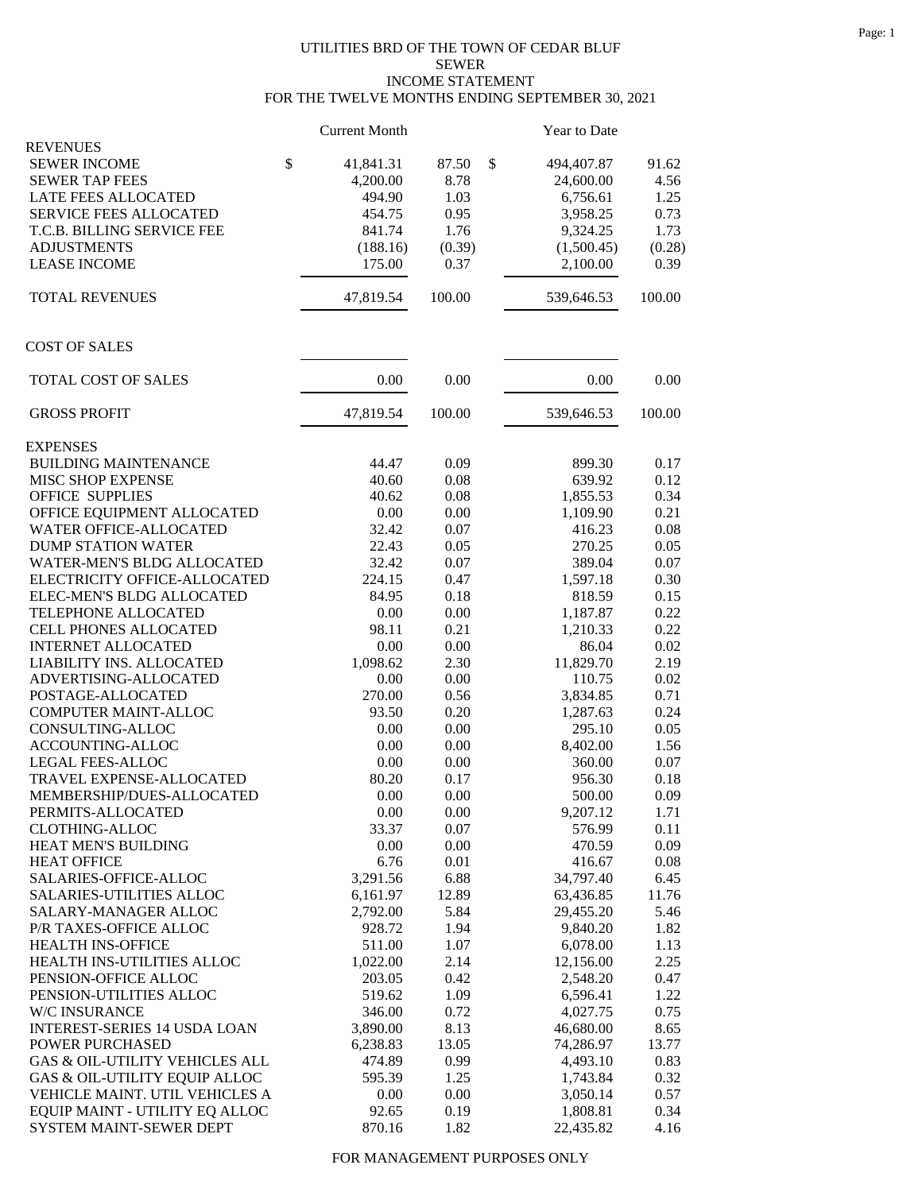# UTILITIES BRD OF THE TOWN OF CEDAR BLUF

## SEWER

## INCOME STATEMENT

## FOR THE TWELVE MONTHS ENDING SEPTEMBER 30, 2021

| | Current Month | | Year to Date | |
|---|---|---|---|---|
| **REVENUES** | | | | |
| SEWER INCOME | $ 41,841.31 | 87.50 | $ 494,407.87 | 91.62 |
| SEWER TAP FEES | 4,200.00 | 8.78 | 24,600.00 | 4.56 |
| LATE FEES ALLOCATED | 494.90 | 1.03 | 6,756.61 | 1.25 |
| SERVICE FEES ALLOCATED | 454.75 | 0.95 | 3,958.25 | 0.73 |
| T.C.B. BILLING SERVICE FEE | 841.74 | 1.76 | 9,324.25 | 1.73 |
| ADJUSTMENTS | (188.16) | (0.39) | (1,500.45) | (0.28) |
| LEASE INCOME | 175.00 | 0.37 | 2,100.00 | 0.39 |
| TOTAL REVENUES | 47,819.54 | 100.00 | 539,646.53 | 100.00 |
| **COST OF SALES** | | | | |
| TOTAL COST OF SALES | 0.00 | 0.00 | 0.00 | 0.00 |
| GROSS PROFIT | 47,819.54 | 100.00 | 539,646.53 | 100.00 |
| **EXPENSES** | | | | |
| BUILDING MAINTENANCE | 44.47 | 0.09 | 899.30 | 0.17 |
| MISC SHOP EXPENSE | 40.60 | 0.08 | 639.92 | 0.12 |
| OFFICE SUPPLIES | 40.62 | 0.08 | 1,855.53 | 0.34 |
| OFFICE EQUIPMENT ALLOCATED | 0.00 | 0.00 | 1,109.90 | 0.21 |
| WATER OFFICE-ALLOCATED | 32.42 | 0.07 | 416.23 | 0.08 |
| DUMP STATION WATER | 22.43 | 0.05 | 270.25 | 0.05 |
| WATER-MEN'S BLDG ALLOCATED | 32.42 | 0.07 | 389.04 | 0.07 |
| ELECTRICITY OFFICE-ALLOCATED | 224.15 | 0.47 | 1,597.18 | 0.30 |
| ELEC-MEN'S BLDG ALLOCATED | 84.95 | 0.18 | 818.59 | 0.15 |
| TELEPHONE ALLOCATED | 0.00 | 0.00 | 1,187.87 | 0.22 |
| CELL PHONES ALLOCATED | 98.11 | 0.21 | 1,210.33 | 0.22 |
| INTERNET ALLOCATED | 0.00 | 0.00 | 86.04 | 0.02 |
| LIABILITY INS. ALLOCATED | 1,098.62 | 2.30 | 11,829.70 | 2.19 |
| ADVERTISING-ALLOCATED | 0.00 | 0.00 | 110.75 | 0.02 |
| POSTAGE-ALLOCATED | 270.00 | 0.56 | 3,834.85 | 0.71 |
| COMPUTER MAINT-ALLOC | 93.50 | 0.20 | 1,287.63 | 0.24 |
| CONSULTING-ALLOC | 0.00 | 0.00 | 295.10 | 0.05 |
| ACCOUNTING-ALLOC | 0.00 | 0.00 | 8,402.00 | 1.56 |
| LEGAL FEES-ALLOC | 0.00 | 0.00 | 360.00 | 0.07 |
| TRAVEL EXPENSE-ALLOCATED | 80.20 | 0.17 | 956.30 | 0.18 |
| MEMBERSHIP/DUES-ALLOCATED | 0.00 | 0.00 | 500.00 | 0.09 |
| PERMITS-ALLOCATED | 0.00 | 0.00 | 9,207.12 | 1.71 |
| CLOTHING-ALLOC | 33.37 | 0.07 | 576.99 | 0.11 |
| HEAT MEN'S BUILDING | 0.00 | 0.00 | 470.59 | 0.09 |
| HEAT OFFICE | 6.76 | 0.01 | 416.67 | 0.08 |
| SALARIES-OFFICE-ALLOC | 3,291.56 | 6.88 | 34,797.40 | 6.45 |
| SALARIES-UTILITIES ALLOC | 6,161.97 | 12.89 | 63,436.85 | 11.76 |
| SALARY-MANAGER ALLOC | 2,792.00 | 5.84 | 29,455.20 | 5.46 |
| P/R TAXES-OFFICE ALLOC | 928.72 | 1.94 | 9,840.20 | 1.82 |
| HEALTH INS-OFFICE | 511.00 | 1.07 | 6,078.00 | 1.13 |
| HEALTH INS-UTILITIES ALLOC | 1,022.00 | 2.14 | 12,156.00 | 2.25 |
| PENSION-OFFICE ALLOC | 203.05 | 0.42 | 2,548.20 | 0.47 |
| PENSION-UTILITIES ALLOC | 519.62 | 1.09 | 6,596.41 | 1.22 |
| W/C INSURANCE | 346.00 | 0.72 | 4,027.75 | 0.75 |
| INTEREST-SERIES 14 USDA LOAN | 3,890.00 | 8.13 | 46,680.00 | 8.65 |
| POWER PURCHASED | 6,238.83 | 13.05 | 74,286.97 | 13.77 |
| GAS & OIL-UTILITY VEHICLES ALL | 474.89 | 0.99 | 4,493.10 | 0.83 |
| GAS & OIL-UTILITY EQUIP ALLOC | 595.39 | 1.25 | 1,743.84 | 0.32 |
| VEHICLE MAINT. UTIL VEHICLES A | 0.00 | 0.00 | 3,050.14 | 0.57 |
| EQUIP MAINT - UTILITY EQ ALLOC | 92.65 | 0.19 | 1,808.81 | 0.34 |
| SYSTEM MAINT-SEWER DEPT | 870.16 | 1.82 | 22,435.82 | 4.16 |

FOR MANAGEMENT PURPOSES ONLY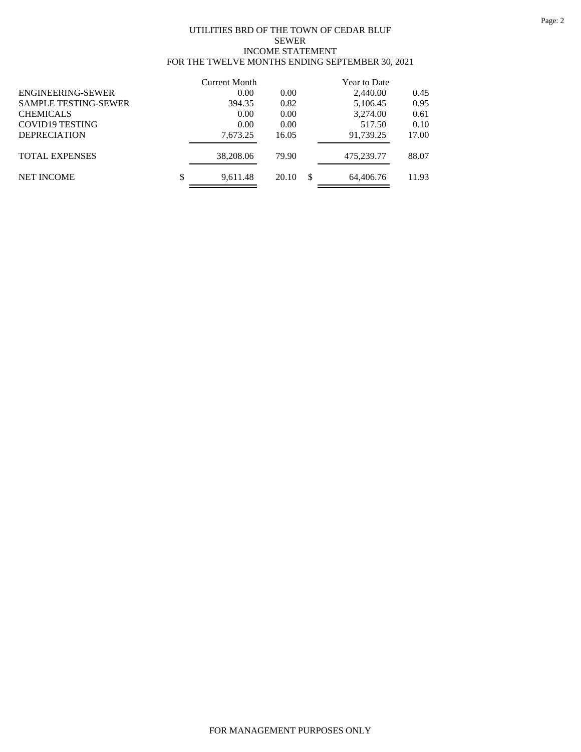UTILITIES BRD OF THE TOWN OF CEDAR BLUF
SEWER
INCOME STATEMENT
FOR THE TWELVE MONTHS ENDING SEPTEMBER 30, 2021

| | Current Month | | Year to Date | |
|---|---|---|---|---|
| ENGINEERING-SEWER | 0.00 | 0.00 | 2,440.00 | 0.45 |
| SAMPLE TESTING-SEWER | 394.35 | 0.82 | 5,106.45 | 0.95 |
| CHEMICALS | 0.00 | 0.00 | 3,274.00 | 0.61 |
| COVID19 TESTING | 0.00 | 0.00 | 517.50 | 0.10 |
| DEPRECIATION | 7,673.25 | 16.05 | 91,739.25 | 17.00 |
| TOTAL EXPENSES | 38,208.06 | 79.90 | 475,239.77 | 88.07 |
| NET INCOME | $ 9,611.48 | 20.10 | $ 64,406.76 | 11.93 |

FOR MANAGEMENT PURPOSES ONLY